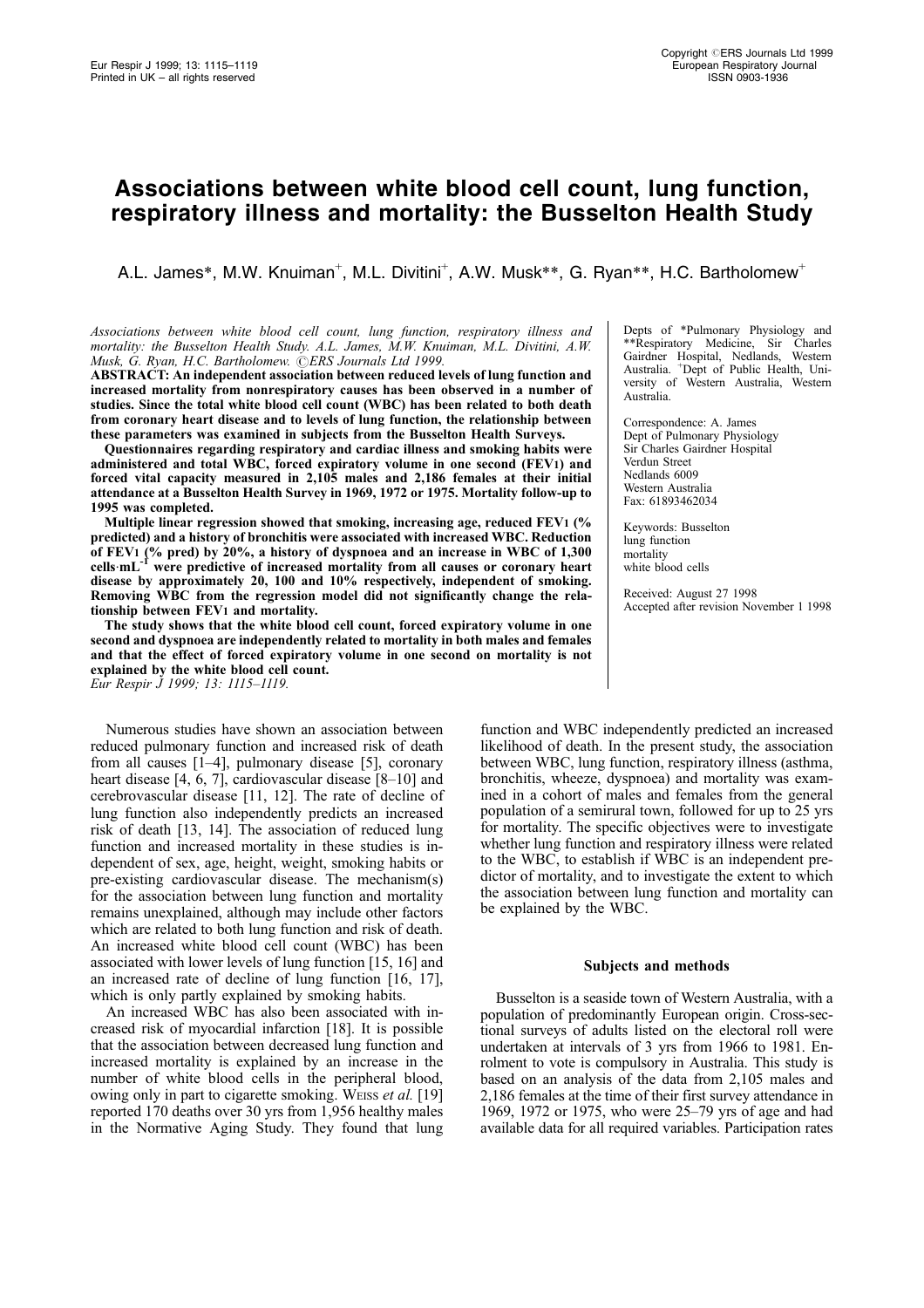# Associations between white blood cell count, lung function, respiratory illness and mortality: the Busselton Health Study

A.L. James*, M.W. Knuiman[+], M.L. Divitini[+], A.W. Musk**, G. Ryan**, H.C. Bartholomew[+]

*Associations between white blood cell count, lung function, respiratory illness and mortality: the Busselton Health Study. A.L. James, M.W. Knuiman, M.L. Divitini, A.W. Musk, G. Ryan, H.C. Bartholomew. ©ERS Journals Ltd 1999.*

**ABSTRACT: An independent association between reduced levels of lung function and increased mortality from nonrespiratory causes has been observed in a number of studies. Since the total white blood cell count (WBC) has been related to both death from coronary heart disease and to levels of lung function, the relationship between these parameters was examined in subjects from the Busselton Health Surveys.**

**Questionnaires regarding respiratory and cardiac illness and smoking habits were administered and total WBC, forced expiratory volume in one second ($FEV_1$) and forced vital capacity measured in 2,105 males and 2,186 females at their initial attendance at a Busselton Health Survey in 1969, 1972 or 1975. Mortality follow-up to 1995 was completed.**

**Multiple linear regression showed that smoking, increasing age, reduced $FEV_1$ (% predicted) and a history of bronchitis were associated with increased WBC. Reduction of $FEV_1$ (% pred) by 20%, a history of dyspnoea and an increase in WBC of 1,300 cells·$mL^{-1}$ were predictive of increased mortality from all causes or coronary heart disease by approximately 20, 100 and 10% respectively, independent of smoking. Removing WBC from the regression model did not significantly change the relationship between $FEV_1$ and mortality.**

**The study shows that the white blood cell count, forced expiratory volume in one second and dyspnoea are independently related to mortality in both males and females and that the effect of forced expiratory volume in one second on mortality is not explained by the white blood cell count.**
*Eur Respir J 1999; 13: 1115–1119.*

Depts of *Pulmonary Physiology and **Respiratory Medicine, Sir Charles Gairdner Hospital, Nedlands, Western Australia. [+]Dept of Public Health, University of Western Australia, Western Australia.

Correspondence: A. James
Dept of Pulmonary Physiology
Sir Charles Gairdner Hospital
Verdun Street
Nedlands 6009
Western Australia
Fax: 61893462034

Keywords: Busselton
lung function
mortality
white blood cells

Received: August 27 1998
Accepted after revision November 1 1998

Numerous studies have shown an association between reduced pulmonary function and increased risk of death from all causes [1–4], pulmonary disease [5], coronary heart disease [4, 6, 7], cardiovascular disease [8–10] and cerebrovascular disease [11, 12]. The rate of decline of lung function also independently predicts an increased risk of death [13, 14]. The association of reduced lung function and increased mortality in these studies is independent of sex, age, height, weight, smoking habits or pre-existing cardiovascular disease. The mechanism(s) for the association between lung function and mortality remains unexplained, although may include other factors which are related to both lung function and risk of death. An increased white blood cell count (WBC) has been associated with lower levels of lung function [15, 16] and an increased rate of decline of lung function [16, 17], which is only partly explained by smoking habits.

An increased WBC has also been associated with increased risk of myocardial infarction [18]. It is possible that the association between decreased lung function and increased mortality is explained by an increase in the number of white blood cells in the peripheral blood, owing only in part to cigarette smoking. Weiss *et al.* [19] reported 170 deaths over 30 yrs from 1,956 healthy males in the Normative Aging Study. They found that lung function and WBC independently predicted an increased likelihood of death. In the present study, the association between WBC, lung function, respiratory illness (asthma, bronchitis, wheeze, dyspnoea) and mortality was examined in a cohort of males and females from the general population of a semirural town, followed for up to 25 yrs for mortality. The specific objectives were to investigate whether lung function and respiratory illness were related to the WBC, to establish if WBC is an independent predictor of mortality, and to investigate the extent to which the association between lung function and mortality can be explained by the WBC.

## Subjects and methods

Busselton is a seaside town of Western Australia, with a population of predominantly European origin. Cross-sectional surveys of adults listed on the electoral roll were undertaken at intervals of 3 yrs from 1966 to 1981. Enrolment to vote is compulsory in Australia. This study is based on an analysis of the data from 2,105 males and 2,186 females at the time of their first survey attendance in 1969, 1972 or 1975, who were 25–79 yrs of age and had available data for all required variables. Participation rates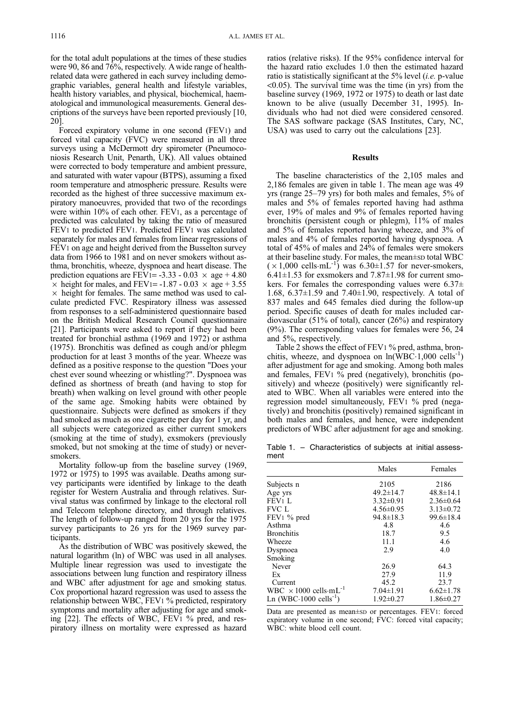for the total adult populations at the times of these studies were 90, 86 and 76%, respectively. A wide range of health-related data were gathered in each survey including demographic variables, general health and lifestyle variables, health history variables, and physical, biochemical, haematological and immunological measurements. General descriptions of the surveys have been reported previously [10, 20].

Forced expiratory volume in one second ($FEV_1$) and forced vital capacity (FVC) were measured in all three surveys using a McDermott dry spirometer (Pneumoconiosis Research Unit, Penarth, UK). All values obtained were corrected to body temperature and ambient pressure, and saturated with water vapour (BTPS), assuming a fixed room temperature and atmospheric pressure. Results were recorded as the highest of three successive maximum expiratory manoeuvres, provided that two of the recordings were within 10% of each other. $FEV_1$, as a percentage of predicted was calculated by taking the ratio of measured $FEV_1$ to predicted $FEV_1$. Predicted $FEV_1$ was calculated separately for males and females from linear regressions of $FEV_1$ on age and height derived from the Busselton survey data from 1966 to 1981 and on never smokers without asthma, bronchitis, wheeze, dyspnoea and heart disease. The prediction equations are $FEV_1 = -3.33 - 0.03 \times \text{age} + 4.80 \times \text{height}$ for males, and $FEV_1 = -1.87 - 0.03 \times \text{age} + 3.55 \times \text{height}$ for females. The same method was used to calculate predicted FVC. Respiratory illness was assessed from responses to a self-administered questionnaire based on the British Medical Research Council questionnaire [21]. Participants were asked to report if they had been treated for bronchial asthma (1969 and 1972) or asthma (1975). Bronchitis was defined as cough and/or phlegm production for at least 3 months of the year. Wheeze was defined as a positive response to the question "Does your chest ever sound wheezing or whistling?". Dyspnoea was defined as shortness of breath (and having to stop for breath) when walking on level ground with other people of the same age. Smoking habits were obtained by questionnaire. Subjects were defined as smokers if they had smoked as much as one cigarette per day for 1 yr, and all subjects were categorized as either current smokers (smoking at the time of study), exsmokers (previously smoked, but not smoking at the time of study) or never-smokers.

Mortality follow-up from the baseline survey (1969, 1972 or 1975) to 1995 was available. Deaths among survey participants were identified by linkage to the death register for Western Australia and through relatives. Survival status was confirmed by linkage to the electoral roll and Telecom telephone directory, and through relatives. The length of follow-up ranged from 20 yrs for the 1975 survey participants to 26 yrs for the 1969 survey participants.

As the distribution of WBC was positively skewed, the natural logarithm (ln) of WBC was used in all analyses. Multiple linear regression was used to investigate the associations between lung function and respiratory illness and WBC after adjustment for age and smoking status. Cox proportional hazard regression was used to assess the relationship between WBC, $FEV_1$ % predicted, respiratory symptoms and mortality after adjusting for age and smoking [22]. The effects of WBC, $FEV_1$ % pred, and respiratory illness on mortality were expressed as hazard ratios (relative risks). If the 95% confidence interval for the hazard ratio excludes 1.0 then the estimated hazard ratio is statistically significant at the 5% level (*i.e.* p-value $<0.05$). The survival time was the time (in yrs) from the baseline survey (1969, 1972 or 1975) to death or last date known to be alive (usually December 31, 1995). Individuals who had not died were considered censored. The SAS software package (SAS Institutes, Cary, NC, USA) was used to carry out the calculations [23].

## Results

The baseline characteristics of the 2,105 males and 2,186 females are given in table 1. The mean age was 49 yrs (range 25–79 yrs) for both males and females, 5% of males and 5% of females reported having had asthma ever, 19% of males and 9% of females reported having bronchitis (persistent cough or phlegm), 11% of males and 5% of females reported having wheeze, and 3% of males and 4% of females reported having dyspnoea. A total of 45% of males and 24% of females were smokers at their baseline study. For males, the mean±SD total WBC ($\times 1{,}000$ cells$\cdot$mL$^{-1}$) was 6.30±1.57 for never-smokers, 6.41±1.53 for exsmokers and 7.87±1.98 for current smokers. For females the corresponding values were 6.37±1.68, 6.37±1.59 and 7.40±1.90, respectively. A total of 837 males and 645 females died during the follow-up period. Specific causes of death for males included cardiovascular (51% of total), cancer (26%) and respiratory (9%). The corresponding values for females were 56, 24 and 5%, respectively.

Table 2 shows the effect of $FEV_1$ % pred, asthma, bronchitis, wheeze, and dyspnoea on ln(WBC$\cdot$1,000 cells$^{-1}$) after adjustment for age and smoking. Among both males and females, $FEV_1$ % pred (negatively), bronchitis (positively) and wheeze (positively) were significantly related to WBC. When all variables were entered into the regression model simultaneously, $FEV_1$ % pred (negatively) and bronchitis (positively) remained significant in both males and females, and hence, were independent predictors of WBC after adjustment for age and smoking.

Table 1. – Characteristics of subjects at initial assessment

| | Males | Females |
|---|---|---|
| Subjects n | 2105 | 2186 |
| Age yrs | 49.2±14.7 | 48.8±14.1 |
| $FEV_1$ L | 3.32±0.91 | 2.36±0.64 |
| FVC L | 4.56±0.95 | 3.13±0.72 |
| $FEV_1$ % pred | 94.8±18.3 | 99.6±18.4 |
| Asthma | 4.8 | 4.6 |
| Bronchitis | 18.7 | 9.5 |
| Wheeze | 11.1 | 4.6 |
| Dyspnoea | 2.9 | 4.0 |
| Smoking | | |
| Never | 26.9 | 64.3 |
| Ex | 27.9 | 11.9 |
| Current | 45.2 | 23.7 |
| WBC $\times 1000$ cells$\cdot$mL$^{-1}$ | 7.04±1.91 | 6.62±1.78 |
| Ln (WBC$\cdot$1000 cells$^{-1}$) | 1.92±0.27 | 1.86±0.27 |

Data are presented as mean±SD or percentages. $FEV_1$: forced expiratory volume in one second; FVC: forced vital capacity; WBC: white blood cell count.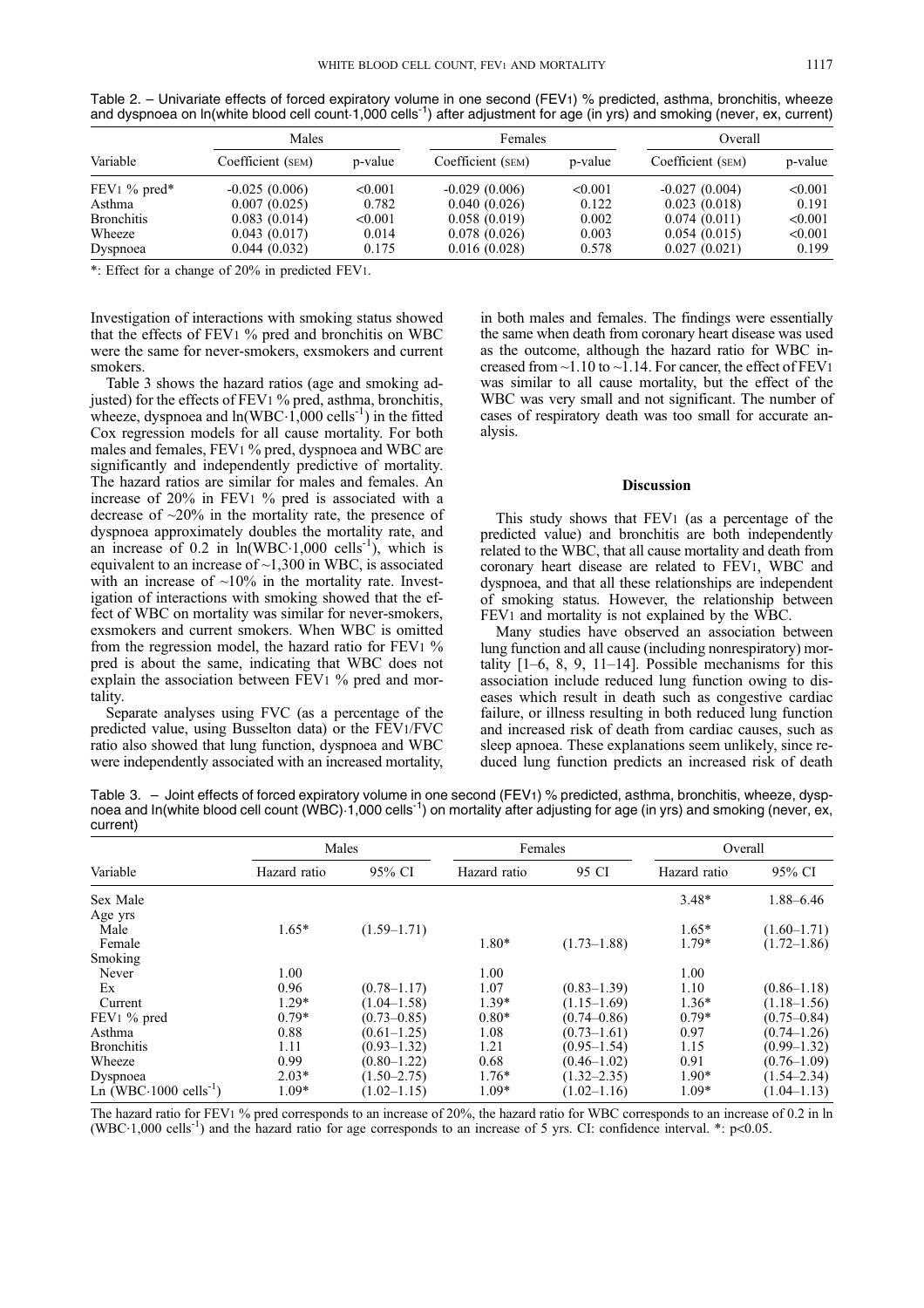Table 2. – Univariate effects of forced expiratory volume in one second ($FEV_1$) % predicted, asthma, bronchitis, wheeze and dyspnoea on ln(white blood cell count·1,000 $cells^{-1}$) after adjustment for age (in yrs) and smoking (never, ex, current)

| Variable | Males | | Females | | Overall | |
|---|---|---|---|---|---|---|
| | Coefficient (SEM) | p-value | Coefficient (SEM) | p-value | Coefficient (SEM) | p-value |
| $FEV_1$ % pred* | -0.025 (0.006) | <0.001 | -0.029 (0.006) | <0.001 | -0.027 (0.004) | <0.001 |
| Asthma | 0.007 (0.025) | 0.782 | 0.040 (0.026) | 0.122 | 0.023 (0.018) | 0.191 |
| Bronchitis | 0.083 (0.014) | <0.001 | 0.058 (0.019) | 0.002 | 0.074 (0.011) | <0.001 |
| Wheeze | 0.043 (0.017) | 0.014 | 0.078 (0.026) | 0.003 | 0.054 (0.015) | <0.001 |
| Dyspnoea | 0.044 (0.032) | 0.175 | 0.016 (0.028) | 0.578 | 0.027 (0.021) | 0.199 |

*: Effect for a change of 20% in predicted $FEV_1$.

Investigation of interactions with smoking status showed that the effects of $FEV_1$ % pred and bronchitis on WBC were the same for never-smokers, exsmokers and current smokers.

Table 3 shows the hazard ratios (age and smoking adjusted) for the effects of $FEV_1$ % pred, asthma, bronchitis, wheeze, dyspnoea and ln(WBC·1,000 $cells^{-1}$) in the fitted Cox regression models for all cause mortality. For both males and females, $FEV_1$ % pred, dyspnoea and WBC are significantly and independently predictive of mortality. The hazard ratios are similar for males and females. An increase of 20% in $FEV_1$ % pred is associated with a decrease of ~20% in the mortality rate, the presence of dyspnoea approximately doubles the mortality rate, and an increase of 0.2 in ln(WBC·1,000 $cells^{-1}$), which is equivalent to an increase of ~1,300 in WBC, is associated with an increase of ~10% in the mortality rate. Investigation of interactions with smoking showed that the effect of WBC on mortality was similar for never-smokers, exsmokers and current smokers. When WBC is omitted from the regression model, the hazard ratio for $FEV_1$ % pred is about the same, indicating that WBC does not explain the association between $FEV_1$ % pred and mortality.

Separate analyses using FVC (as a percentage of the predicted value, using Busselton data) or the $FEV_1$/FVC ratio also showed that lung function, dyspnoea and WBC were independently associated with an increased mortality, in both males and females. The findings were essentially the same when death from coronary heart disease was used as the outcome, although the hazard ratio for WBC increased from ~1.10 to ~1.14. For cancer, the effect of $FEV_1$ was similar to all cause mortality, but the effect of the WBC was very small and not significant. The number of cases of respiratory death was too small for accurate analysis.

## Discussion

This study shows that $FEV_1$ (as a percentage of the predicted value) and bronchitis are both independently related to the WBC, that all cause mortality and death from coronary heart disease are related to $FEV_1$, WBC and dyspnoea, and that all these relationships are independent of smoking status. However, the relationship between $FEV_1$ and mortality is not explained by the WBC.

Many studies have observed an association between lung function and all cause (including nonrespiratory) mortality [1–6, 8, 9, 11–14]. Possible mechanisms for this association include reduced lung function owing to diseases which result in death such as congestive cardiac failure, or illness resulting in both reduced lung function and increased risk of death from cardiac causes, such as sleep apnoea. These explanations seem unlikely, since reduced lung function predicts an increased risk of death

Table 3. – Joint effects of forced expiratory volume in one second ($FEV_1$) % predicted, asthma, bronchitis, wheeze, dyspnoea and ln(white blood cell count (WBC)·1,000 $cells^{-1}$) on mortality after adjusting for age (in yrs) and smoking (never, ex, current)

| Variable | Males | | Females | | Overall | |
|---|---|---|---|---|---|---|
| | Hazard ratio | 95% CI | Hazard ratio | 95 CI | Hazard ratio | 95% CI |
| Sex Male | | | | | 3.48* | 1.88–6.46 |
| Age yrs | | | | | | |
| Male | 1.65* | (1.59–1.71) | | | 1.65* | (1.60–1.71) |
| Female | | | 1.80* | (1.73–1.88) | 1.79* | (1.72–1.86) |
| Smoking | | | | | | |
| Never | 1.00 | | 1.00 | | 1.00 | |
| Ex | 0.96 | (0.78–1.17) | 1.07 | (0.83–1.39) | 1.10 | (0.86–1.18) |
| Current | 1.29* | (1.04–1.58) | 1.39* | (1.15–1.69) | 1.36* | (1.18–1.56) |
| $FEV_1$ % pred | 0.79* | (0.73–0.85) | 0.80* | (0.74–0.86) | 0.79* | (0.75–0.84) |
| Asthma | 0.88 | (0.61–1.25) | 1.08 | (0.73–1.61) | 0.97 | (0.74–1.26) |
| Bronchitis | 1.11 | (0.93–1.32) | 1.21 | (0.95–1.54) | 1.15 | (0.99–1.32) |
| Wheeze | 0.99 | (0.80–1.22) | 0.68 | (0.46–1.02) | 0.91 | (0.76–1.09) |
| Dyspnoea | 2.03* | (1.50–2.75) | 1.76* | (1.32–2.35) | 1.90* | (1.54–2.34) |
| Ln (WBC·1000 $cells^{-1}$) | 1.09* | (1.02–1.15) | 1.09* | (1.02–1.16) | 1.09* | (1.04–1.13) |

The hazard ratio for $FEV_1$ % pred corresponds to an increase of 20%, the hazard ratio for WBC corresponds to an increase of 0.2 in ln (WBC·1,000 $cells^{-1}$) and the hazard ratio for age corresponds to an increase of 5 yrs. CI: confidence interval. *: $p<0.05$.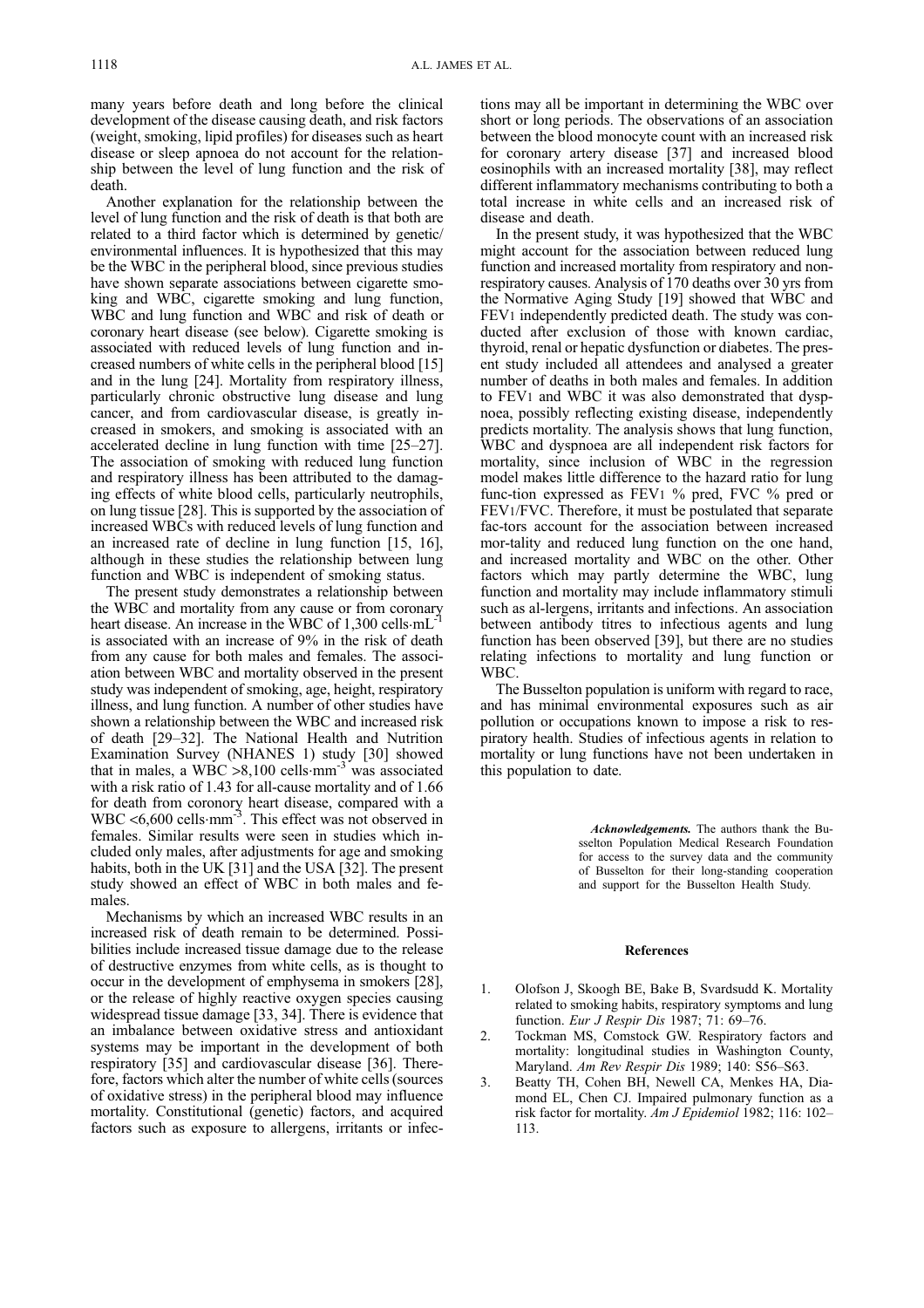many years before death and long before the clinical development of the disease causing death, and risk factors (weight, smoking, lipid profiles) for diseases such as heart disease or sleep apnoea do not account for the relationship between the level of lung function and the risk of death.

Another explanation for the relationship between the level of lung function and the risk of death is that both are related to a third factor which is determined by genetic/environmental influences. It is hypothesized that this may be the WBC in the peripheral blood, since previous studies have shown separate associations between cigarette smoking and WBC, cigarette smoking and lung function, WBC and lung function and WBC and risk of death or coronary heart disease (see below). Cigarette smoking is associated with reduced levels of lung function and increased numbers of white cells in the peripheral blood [15] and in the lung [24]. Mortality from respiratory illness, particularly chronic obstructive lung disease and lung cancer, and from cardiovascular disease, is greatly increased in smokers, and smoking is associated with an accelerated decline in lung function with time [25–27]. The association of smoking with reduced lung function and respiratory illness has been attributed to the damaging effects of white blood cells, particularly neutrophils, on lung tissue [28]. This is supported by the association of increased WBCs with reduced levels of lung function and an increased rate of decline in lung function [15, 16], although in these studies the relationship between lung function and WBC is independent of smoking status.

The present study demonstrates a relationship between the WBC and mortality from any cause or from coronary heart disease. An increase in the WBC of 1,300 cells·mL$^{-1}$ is associated with an increase of 9% in the risk of death from any cause for both males and females. The association between WBC and mortality observed in the present study was independent of smoking, age, height, respiratory illness, and lung function. A number of other studies have shown a relationship between the WBC and increased risk of death [29–32]. The National Health and Nutrition Examination Survey (NHANES 1) study [30] showed that in males, a WBC >8,100 cells·mm$^{-3}$ was associated with a risk ratio of 1.43 for all-cause mortality and of 1.66 for death from coronory heart disease, compared with a WBC <6,600 cells·mm$^{-3}$. This effect was not observed in females. Similar results were seen in studies which included only males, after adjustments for age and smoking habits, both in the UK [31] and the USA [32]. The present study showed an effect of WBC in both males and females.

Mechanisms by which an increased WBC results in an increased risk of death remain to be determined. Possibilities include increased tissue damage due to the release of destructive enzymes from white cells, as is thought to occur in the development of emphysema in smokers [28], or the release of highly reactive oxygen species causing widespread tissue damage [33, 34]. There is evidence that an imbalance between oxidative stress and antioxidant systems may be important in the development of both respiratory [35] and cardiovascular disease [36]. Therefore, factors which alter the number of white cells (sources of oxidative stress) in the peripheral blood may influence mortality. Constitutional (genetic) factors, and acquired factors such as exposure to allergens, irritants or infections may all be important in determining the WBC over short or long periods. The observations of an association between the blood monocyte count with an increased risk for coronary artery disease [37] and increased blood eosinophils with an increased mortality [38], may reflect different inflammatory mechanisms contributing to both a total increase in white cells and an increased risk of disease and death.

In the present study, it was hypothesized that the WBC might account for the association between reduced lung function and increased mortality from respiratory and nonrespiratory causes. Analysis of 170 deaths over 30 yrs from the Normative Aging Study [19] showed that WBC and $FEV_1$ independently predicted death. The study was conducted after exclusion of those with known cardiac, thyroid, renal or hepatic dysfunction or diabetes. The present study included all attendees and analysed a greater number of deaths in both males and females. In addition to $FEV_1$ and WBC it was also demonstrated that dyspnoea, possibly reflecting existing disease, independently predicts mortality. The analysis shows that lung function, WBC and dyspnoea are all independent risk factors for mortality, since inclusion of WBC in the regression model makes little difference to the hazard ratio for lung func-tion expressed as $FEV_1$ % pred, FVC % pred or $FEV_1$/FVC. Therefore, it must be postulated that separate fac-tors account for the association between increased mor-tality and reduced lung function on the one hand, and increased mortality and WBC on the other. Other factors which may partly determine the WBC, lung function and mortality may include inflammatory stimuli such as al-lergens, irritants and infections. An association between antibody titres to infectious agents and lung function has been observed [39], but there are no studies relating infections to mortality and lung function or WBC.

The Busselton population is uniform with regard to race, and has minimal environmental exposures such as air pollution or occupations known to impose a risk to respiratory health. Studies of infectious agents in relation to mortality or lung functions have not been undertaken in this population to date.

***Acknowledgements.*** The authors thank the Busselton Population Medical Research Foundation for access to the survey data and the community of Busselton for their long-standing cooperation and support for the Busselton Health Study.

## References

1. Olofson J, Skoogh BE, Bake B, Svardsudd K. Mortality related to smoking habits, respiratory symptoms and lung function. *Eur J Respir Dis* 1987; 71: 69–76.
2. Tockman MS, Comstock GW. Respiratory factors and mortality: longitudinal studies in Washington County, Maryland. *Am Rev Respir Dis* 1989; 140: S56–S63.
3. Beatty TH, Cohen BH, Newell CA, Menkes HA, Diamond EL, Chen CJ. Impaired pulmonary function as a risk factor for mortality. *Am J Epidemiol* 1982; 116: 102–113.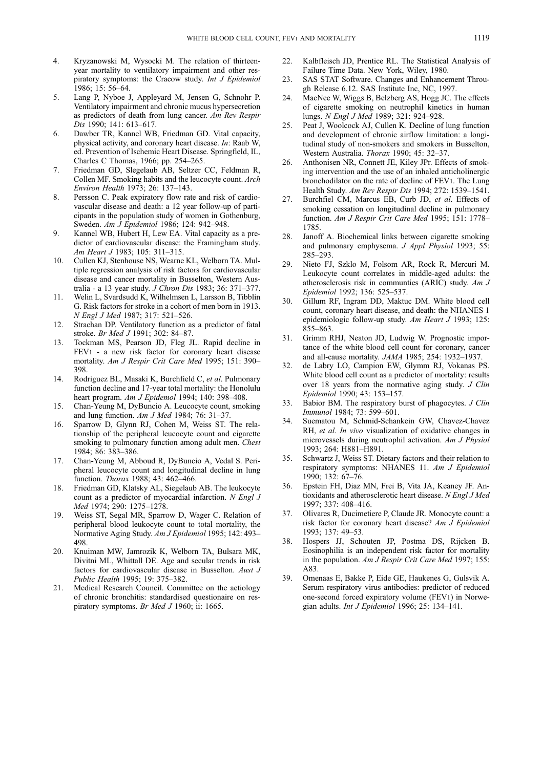4. Kryzanowski M, Wysocki M. The relation of thirteen-year mortality to ventilatory impairment and other respiratory symptoms: the Cracow study. *Int J Epidemiol* 1986; 15: 56–64.
5. Lang P, Nyboe J, Appleyard M, Jensen G, Schnohr P. Ventilatory impairment and chronic mucus hypersecretion as predictors of death from lung cancer. *Am Rev Respir Dis* 1990; 141: 613–617.
6. Dawber TR, Kannel WB, Friedman GD. Vital capacity, physical activity, and coronary heart disease. *In*: Raab W, ed. Prevention of Ischemic Heart Disease. Springfield, IL, Charles C Thomas, 1966; pp. 254–265.
7. Friedman GD, Slegelaub AB, Seltzer CC, Feldman R, Collen MF. Smoking habits and the leucocyte count. *Arch Environ Health* 1973; 26: 137–143.
8. Persson C. Peak expiratory flow rate and risk of cardiovascular disease and death: a 12 year follow-up of participants in the population study of women in Gothenburg, Sweden. *Am J Epidemiol* 1986; 124: 942–948.
9. Kannel WB, Hubert H, Lew EA. Vital capacity as a predictor of cardiovascular disease: the Framingham study. *Am Heart J* 1983; 105: 311–315.
10. Cullen KJ, Stenhouse NS, Wearne KL, Welborn TA. Multiple regression analysis of risk factors for cardiovascular disease and cancer mortality in Busselton, Western Australia - a 13 year study. *J Chron Dis* 1983; 36: 371–377.
11. Welin L, Svardsudd K, Wilhelmsen L, Larsson B, Tibblin G. Risk factors for stroke in a cohort of men born in 1913. *N Engl J Med* 1987; 317: 521–526.
12. Strachan DP. Ventilatory function as a predictor of fatal stroke. *Br Med J* 1991; 302: 84–87.
13. Tockman MS, Pearson JD, Fleg JL. Rapid decline in FEV1 - a new risk factor for coronary heart disease mortality. *Am J Respir Crit Care Med* 1995; 151: 390–398.
14. Rodriguez BL, Masaki K, Burchfield C, *et al*. Pulmonary function decline and 17-year total mortality: the Honolulu heart program. *Am J Epidemol* 1994; 140: 398–408.
15. Chan-Yeung M, DyBuncio A. Leucocyte count, smoking and lung function. *Am J Med* 1984; 76: 31–37.
16. Sparrow D, Glynn RJ, Cohen M, Weiss ST. The relationship of the peripheral leucocyte count and cigarette smoking to pulmonary function among adult men. *Chest* 1984; 86: 383–386.
17. Chan-Yeung M, Abboud R, DyBuncio A, Vedal S. Peripheral leucocyte count and longitudinal decline in lung function. *Thorax* 1988; 43: 462–466.
18. Friedman GD, Klatsky AL, Siegelaub AB. The leukocyte count as a predictor of myocardial infarction. *N Engl J Med* 1974; 290: 1275–1278.
19. Weiss ST, Segal MR, Sparrow D, Wager C. Relation of peripheral blood leukocyte count to total mortality, the Normative Aging Study. *Am J Epidemiol* 1995; 142: 493–498.
20. Knuiman MW, Jamrozik K, Welborn TA, Bulsara MK, Divitni ML, Whittall DE. Age and secular trends in risk factors for cardiovascular disease in Busselton. *Aust J Public Health* 1995; 19: 375–382.
21. Medical Research Council. Committee on the aetiology of chronic bronchitis: standardised questionaire on respiratory symptoms. *Br Med J* 1960; ii: 1665.
22. Kalbfleisch JD, Prentice RL. The Statistical Analysis of Failure Time Data. New York, Wiley, 1980.
23. SAS STAT Software. Changes and Enhancement Through Release 6.12. SAS Institute Inc, NC, 1997.
24. MacNee W, Wiggs B, Belzberg AS, Hogg JC. The effects of cigarette smoking on neutrophil kinetics in human lungs. *N Engl J Med* 1989; 321: 924–928.
25. Peat J, Woolcock AJ, Cullen K. Decline of lung function and development of chronic airflow limitation: a longitudinal study of non-smokers and smokers in Busselton, Western Australia. *Thorax* 1990; 45: 32–37.
26. Anthonisen NR, Connett JE, Kiley JPr. Effects of smoking intervention and the use of an inhaled anticholinergic bronchodilator on the rate of decline of FEV1. The Lung Health Study. *Am Rev Respir Dis* 1994; 272: 1539–1541.
27. Burchfiel CM, Marcus EB, Curb JD, *et al*. Effects of smoking cessation on longitudinal decline in pulmonary function. *Am J Respir Crit Care Med* 1995; 151: 1778–1785.
28. Janoff A. Biochemical links between cigarette smoking and pulmonary emphysema. *J Appl Physiol* 1993; 55: 285–293.
29. Nieto FJ, Szklo M, Folsom AR, Rock R, Mercuri M. Leukocyte count correlates in middle-aged adults: the atherosclerosis risk in communties (ARIC) study. *Am J Epidemiol* 1992; 136: 525–537.
30. Gillum RF, Ingram DD, Maktuc DM. White blood cell count, coronary heart disease, and death: the NHANES 1 epidemiologic follow-up study. *Am Heart J* 1993; 125: 855–863.
31. Grimm RHJ, Neaton JD, Ludwig W. Prognostic importance of the white blood cell count for coronary, cancer and all-cause mortality. *JAMA* 1985; 254: 1932–1937.
32. de Labry LO, Campion EW, Glymm RJ, Vokanas PS. White blood cell count as a predictor of mortality: results over 18 years from the normative aging study. *J Clin Epidemiol* 1990; 43: 153–157.
33. Babior BM. The respiratory burst of phagocytes. *J Clin Immunol* 1984; 73: 599–601.
34. Suematou M, Schmid-Schankein GW, Chavez-Chavez RH, *et al*. *In vivo* visualization of oxidative changes in microvessels during neutrophil activation. *Am J Physiol* 1993; 264: H881–H891.
35. Schwartz J, Weiss ST. Dietary factors and their relation to respiratory symptoms: NHANES 11. *Am J Epidemiol* 1990; 132: 67–76.
36. Epstein FH, Diaz MN, Frei B, Vita JA, Keaney JF. Antioxidants and atherosclerotic heart disease. *N Engl J Med* 1997; 337: 408–416.
37. Olivares R, Ducimetiere P, Claude JR. Monocyte count: a risk factor for coronary heart disease? *Am J Epidemiol* 1993; 137: 49–53.
38. Hospers JJ, Schouten JP, Postma DS, Rijcken B. Eosinophilia is an independent risk factor for mortality in the population. *Am J Respir Crit Care Med* 1997; 155: A83.
39. Omenaas E, Bakke P, Eide GE, Haukenes G, Gulsvik A. Serum respiratory virus antibodies: predictor of reduced one-second forced expiratory volume (FEV1) in Norwegian adults. *Int J Epidemiol* 1996; 25: 134–141.